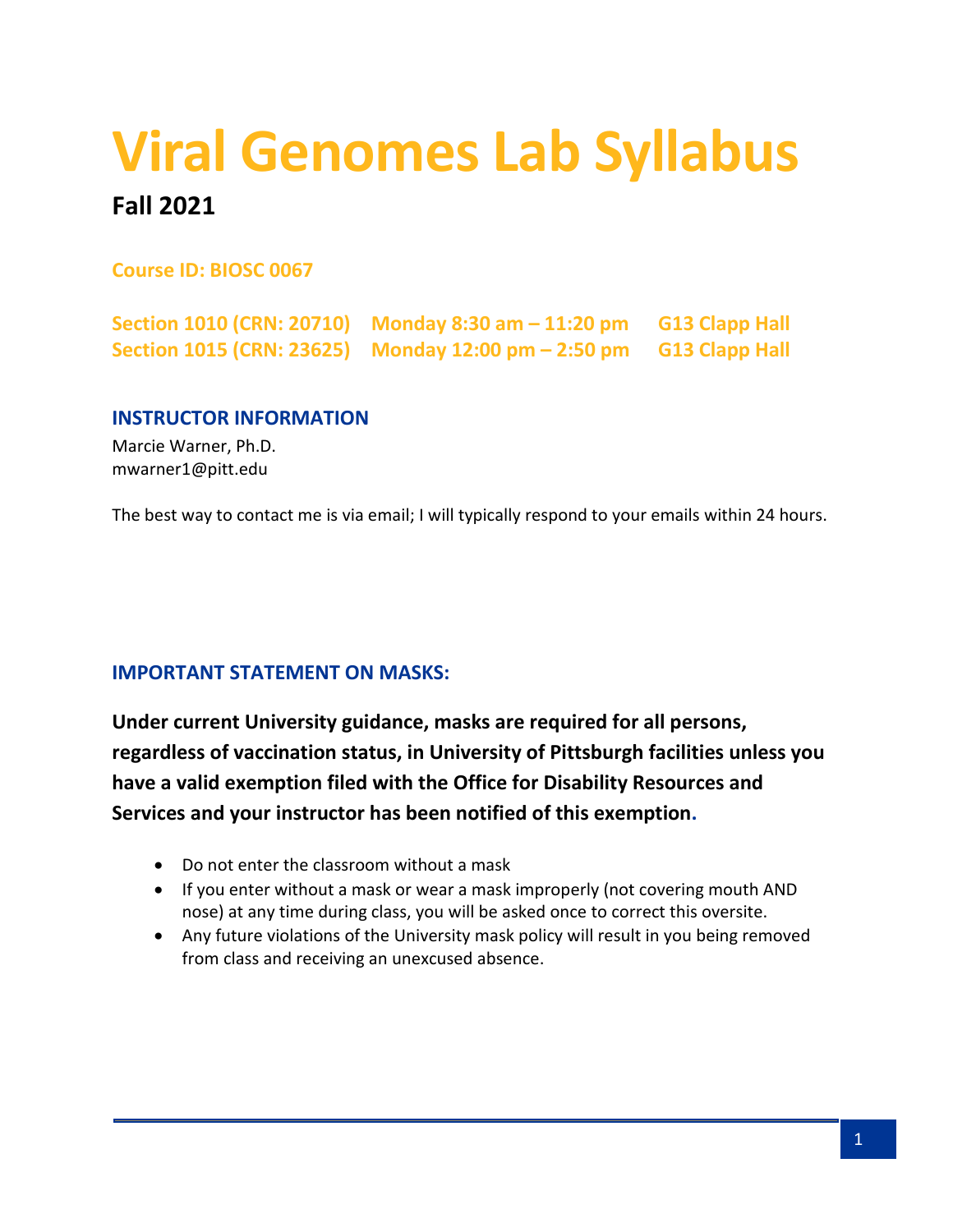# Viral Genomes Lab Syllabus

## Fall 2021

**Course ID: BIOSC 0067**

| | | |
|---|---|---|
| **Section 1010 (CRN: 20710)** | **Monday 8:30 am – 11:20 pm** | **G13 Clapp Hall** |
| **Section 1015 (CRN: 23625)** | **Monday 12:00 pm – 2:50 pm** | **G13 Clapp Hall** |

### INSTRUCTOR INFORMATION

Marcie Warner, Ph.D.
mwarner1@pitt.edu

The best way to contact me is via email; I will typically respond to your emails within 24 hours.

### IMPORTANT STATEMENT ON MASKS:

**Under current University guidance, masks are required for all persons, regardless of vaccination status, in University of Pittsburgh facilities unless you have a valid exemption filed with the Office for Disability Resources and Services and your instructor has been notified of this exemption.**

- Do not enter the classroom without a mask
- If you enter without a mask or wear a mask improperly (not covering mouth AND nose) at any time during class, you will be asked once to correct this oversite.
- Any future violations of the University mask policy will result in you being removed from class and receiving an unexcused absence.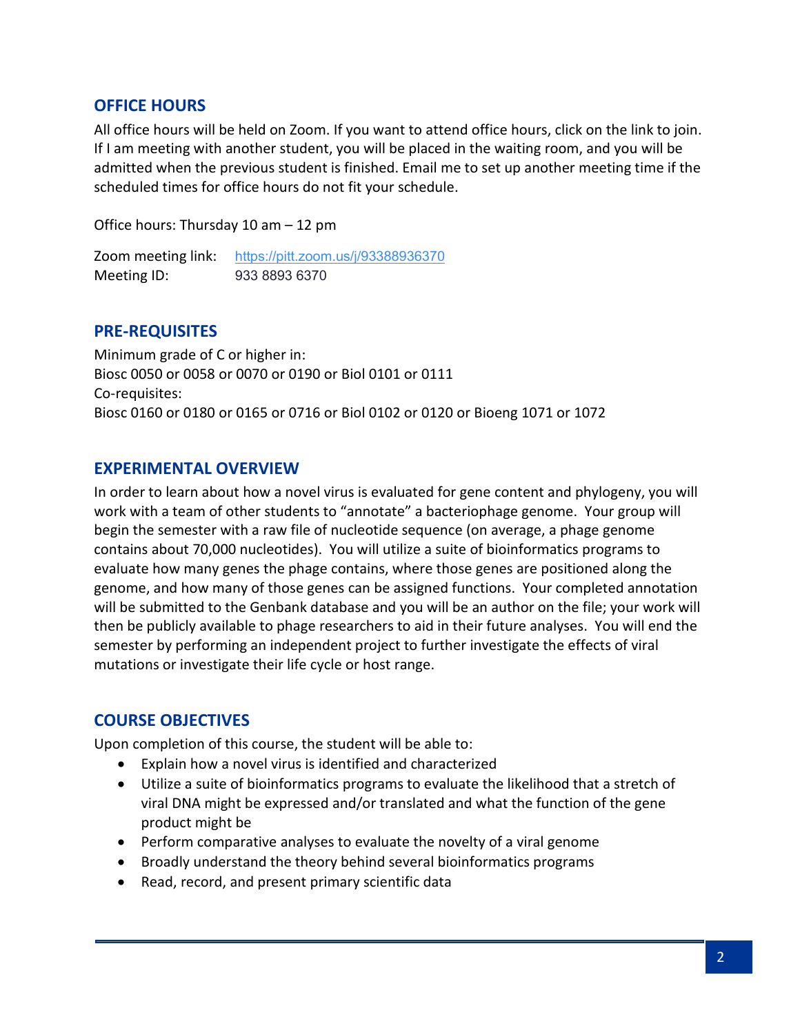## OFFICE HOURS

All office hours will be held on Zoom. If you want to attend office hours, click on the link to join. If I am meeting with another student, you will be placed in the waiting room, and you will be admitted when the previous student is finished. Email me to set up another meeting time if the scheduled times for office hours do not fit your schedule.

Office hours: Thursday 10 am – 12 pm

Zoom meeting link: https://pitt.zoom.us/j/93388936370
Meeting ID: 933 8893 6370

## PRE-REQUISITES

Minimum grade of C or higher in:
Biosc 0050 or 0058 or 0070 or 0190 or Biol 0101 or 0111
Co-requisites:
Biosc 0160 or 0180 or 0165 or 0716 or Biol 0102 or 0120 or Bioeng 1071 or 1072

## EXPERIMENTAL OVERVIEW

In order to learn about how a novel virus is evaluated for gene content and phylogeny, you will work with a team of other students to "annotate" a bacteriophage genome. Your group will begin the semester with a raw file of nucleotide sequence (on average, a phage genome contains about 70,000 nucleotides). You will utilize a suite of bioinformatics programs to evaluate how many genes the phage contains, where those genes are positioned along the genome, and how many of those genes can be assigned functions. Your completed annotation will be submitted to the Genbank database and you will be an author on the file; your work will then be publicly available to phage researchers to aid in their future analyses. You will end the semester by performing an independent project to further investigate the effects of viral mutations or investigate their life cycle or host range.

## COURSE OBJECTIVES

Upon completion of this course, the student will be able to:

- Explain how a novel virus is identified and characterized
- Utilize a suite of bioinformatics programs to evaluate the likelihood that a stretch of viral DNA might be expressed and/or translated and what the function of the gene product might be
- Perform comparative analyses to evaluate the novelty of a viral genome
- Broadly understand the theory behind several bioinformatics programs
- Read, record, and present primary scientific data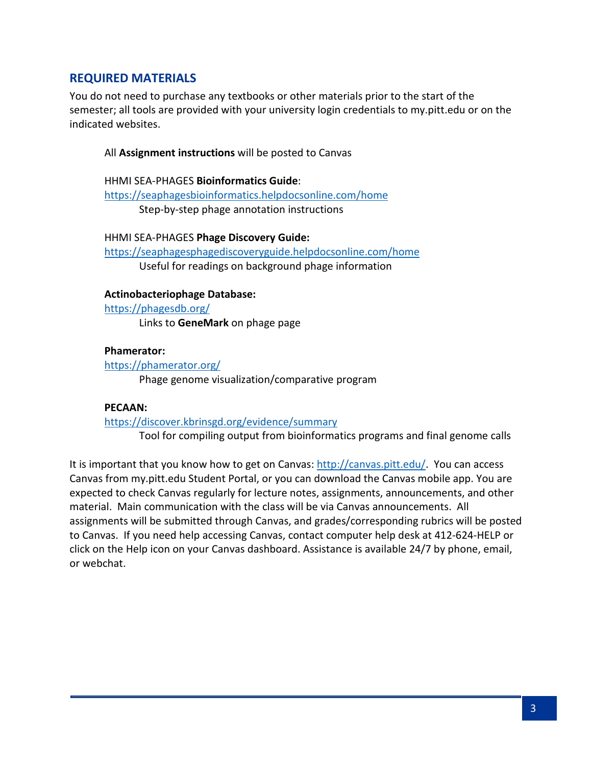## REQUIRED MATERIALS

You do not need to purchase any textbooks or other materials prior to the start of the semester; all tools are provided with your university login credentials to my.pitt.edu or on the indicated websites.

All **Assignment instructions** will be posted to Canvas

HHMI SEA-PHAGES **Bioinformatics Guide**:
https://seaphagesbioinformatics.helpdocsonline.com/home
Step-by-step phage annotation instructions

HHMI SEA-PHAGES **Phage Discovery Guide:**
https://seaphagesphagediscoveryguide.helpdocsonline.com/home
Useful for readings on background phage information

**Actinobacteriophage Database:**
https://phagesdb.org/
Links to **GeneMark** on phage page

**Phamerator:**
https://phamerator.org/
Phage genome visualization/comparative program

**PECAAN:**
https://discover.kbrinsgd.org/evidence/summary
Tool for compiling output from bioinformatics programs and final genome calls

It is important that you know how to get on Canvas: http://canvas.pitt.edu/. You can access Canvas from my.pitt.edu Student Portal, or you can download the Canvas mobile app. You are expected to check Canvas regularly for lecture notes, assignments, announcements, and other material. Main communication with the class will be via Canvas announcements. All assignments will be submitted through Canvas, and grades/corresponding rubrics will be posted to Canvas. If you need help accessing Canvas, contact computer help desk at 412-624-HELP or click on the Help icon on your Canvas dashboard. Assistance is available 24/7 by phone, email, or webchat.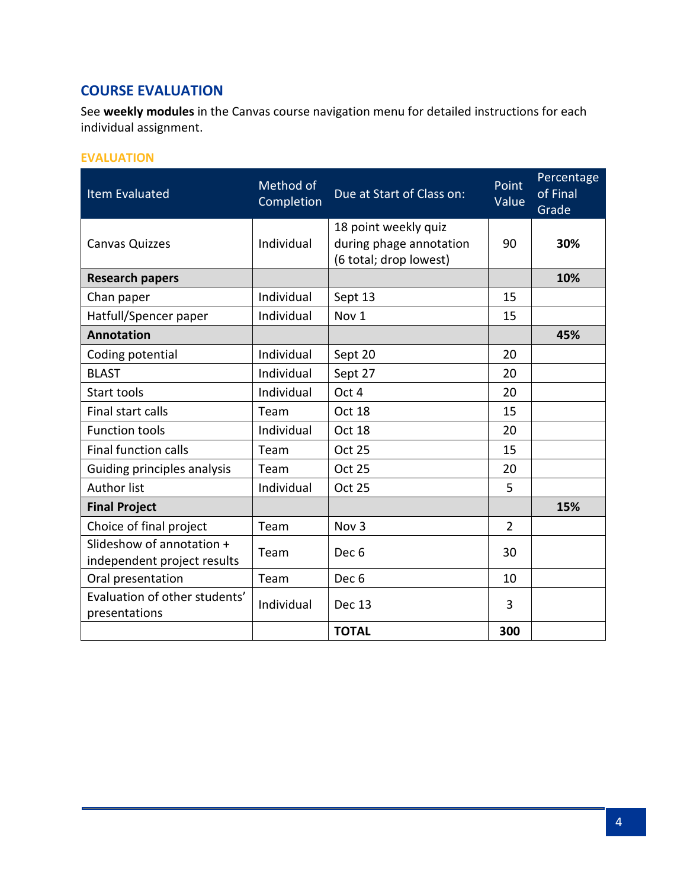## COURSE EVALUATION

See **weekly modules** in the Canvas course navigation menu for detailed instructions for each individual assignment.

### EVALUATION

| Item Evaluated | Method of Completion | Due at Start of Class on: | Point Value | Percentage of Final Grade |
| --- | --- | --- | --- | --- |
| Canvas Quizzes | Individual | 18 point weekly quiz during phage annotation (6 total; drop lowest) | 90 | **30%** |
| **Research papers** | | | | **10%** |
| Chan paper | Individual | Sept 13 | 15 | |
| Hatfull/Spencer paper | Individual | Nov 1 | 15 | |
| **Annotation** | | | | **45%** |
| Coding potential | Individual | Sept 20 | 20 | |
| BLAST | Individual | Sept 27 | 20 | |
| Start tools | Individual | Oct 4 | 20 | |
| Final start calls | Team | Oct 18 | 15 | |
| Function tools | Individual | Oct 18 | 20 | |
| Final function calls | Team | Oct 25 | 15 | |
| Guiding principles analysis | Team | Oct 25 | 20 | |
| Author list | Individual | Oct 25 | 5 | |
| **Final Project** | | | | **15%** |
| Choice of final project | Team | Nov 3 | 2 | |
| Slideshow of annotation + independent project results | Team | Dec 6 | 30 | |
| Oral presentation | Team | Dec 6 | 10 | |
| Evaluation of other students' presentations | Individual | Dec 13 | 3 | |
| | | **TOTAL** | **300** | |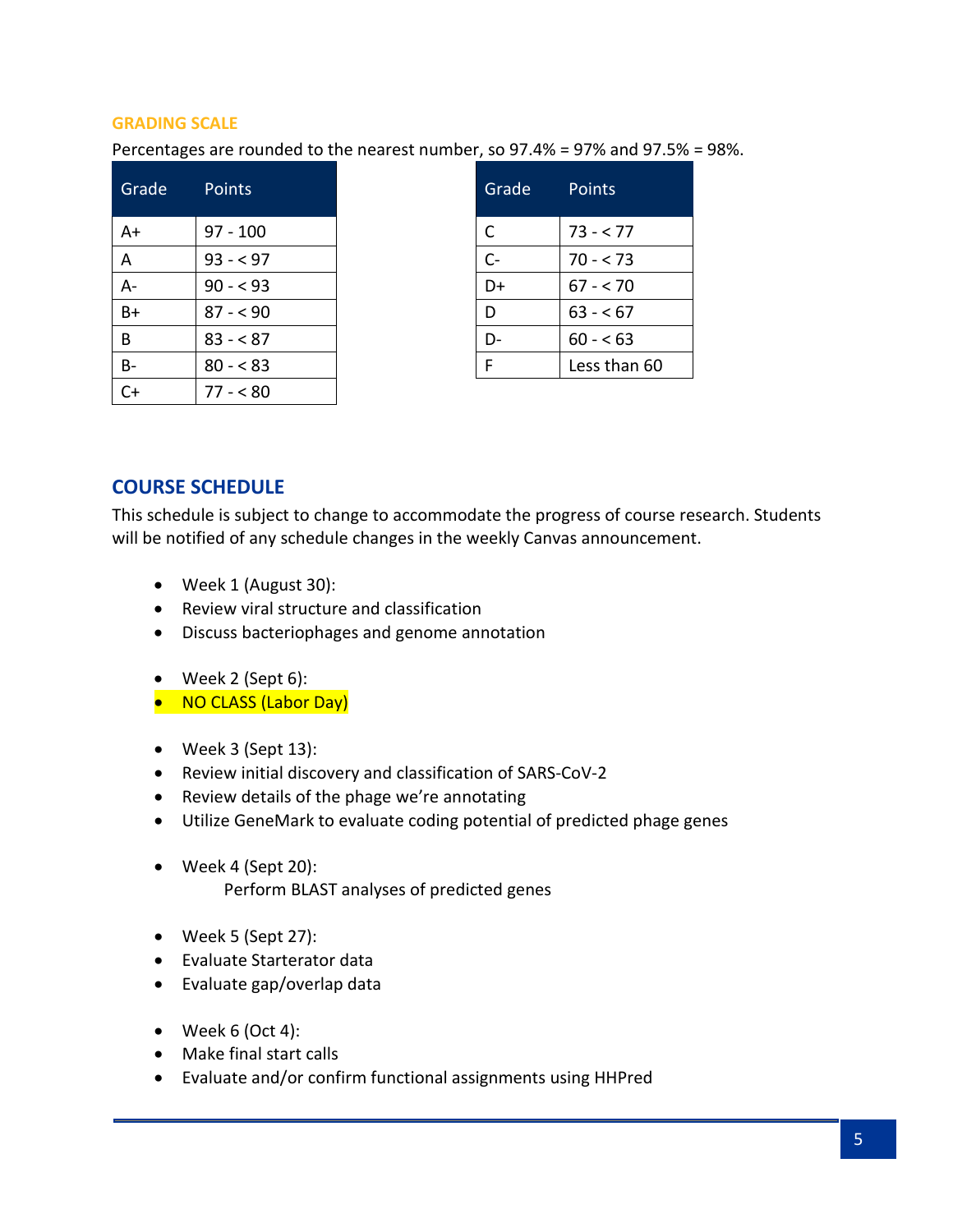## GRADING SCALE

Percentages are rounded to the nearest number, so 97.4% = 97% and 97.5% = 98%.

| Grade | Points |
|---|---|
| A+ | 97 - 100 |
| A | 93 - < 97 |
| A- | 90 - < 93 |
| B+ | 87 - < 90 |
| B | 83 - < 87 |
| B- | 80 - < 83 |
| C+ | 77 - < 80 |

| Grade | Points |
|---|---|
| C | 73 - < 77 |
| C- | 70 - < 73 |
| D+ | 67 - < 70 |
| D | 63 - < 67 |
| D- | 60 - < 63 |
| F | Less than 60 |

## COURSE SCHEDULE

This schedule is subject to change to accommodate the progress of course research. Students will be notified of any schedule changes in the weekly Canvas announcement.

- Week 1 (August 30):
- Review viral structure and classification
- Discuss bacteriophages and genome annotation

- Week 2 (Sept 6):
- NO CLASS (Labor Day)

- Week 3 (Sept 13):
- Review initial discovery and classification of SARS-CoV-2
- Review details of the phage we're annotating
- Utilize GeneMark to evaluate coding potential of predicted phage genes

- Week 4 (Sept 20):
  Perform BLAST analyses of predicted genes

- Week 5 (Sept 27):
- Evaluate Starterator data
- Evaluate gap/overlap data

- Week 6 (Oct 4):
- Make final start calls
- Evaluate and/or confirm functional assignments using HHPred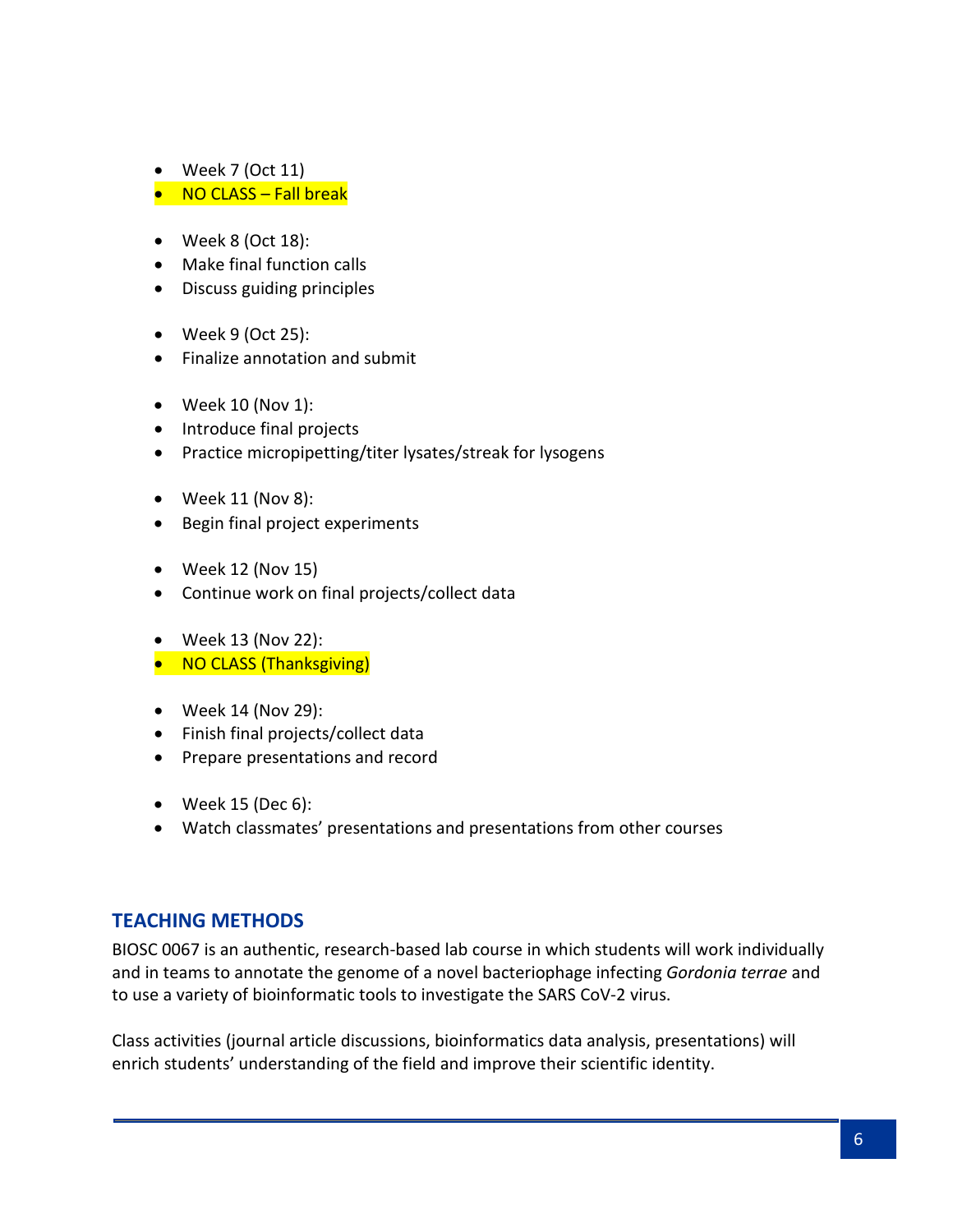- Week 7 (Oct 11)
- NO CLASS – Fall break

- Week 8 (Oct 18):
- Make final function calls
- Discuss guiding principles

- Week 9 (Oct 25):
- Finalize annotation and submit

- Week 10 (Nov 1):
- Introduce final projects
- Practice micropipetting/titer lysates/streak for lysogens

- Week 11 (Nov 8):
- Begin final project experiments

- Week 12 (Nov 15)
- Continue work on final projects/collect data

- Week 13 (Nov 22):
- NO CLASS (Thanksgiving)

- Week 14 (Nov 29):
- Finish final projects/collect data
- Prepare presentations and record

- Week 15 (Dec 6):
- Watch classmates' presentations and presentations from other courses

## TEACHING METHODS

BIOSC 0067 is an authentic, research-based lab course in which students will work individually and in teams to annotate the genome of a novel bacteriophage infecting *Gordonia terrae* and to use a variety of bioinformatic tools to investigate the SARS CoV-2 virus.

Class activities (journal article discussions, bioinformatics data analysis, presentations) will enrich students' understanding of the field and improve their scientific identity.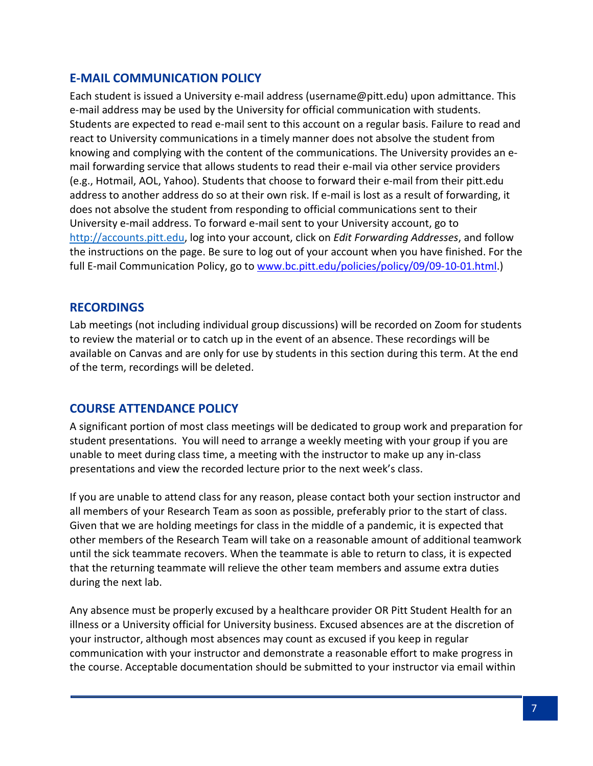## E-MAIL COMMUNICATION POLICY

Each student is issued a University e-mail address (username@pitt.edu) upon admittance. This e-mail address may be used by the University for official communication with students. Students are expected to read e-mail sent to this account on a regular basis. Failure to read and react to University communications in a timely manner does not absolve the student from knowing and complying with the content of the communications. The University provides an e-mail forwarding service that allows students to read their e-mail via other service providers (e.g., Hotmail, AOL, Yahoo). Students that choose to forward their e-mail from their pitt.edu address to another address do so at their own risk. If e-mail is lost as a result of forwarding, it does not absolve the student from responding to official communications sent to their University e-mail address. To forward e-mail sent to your University account, go to [http://accounts.pitt.edu](http://accounts.pitt.edu), log into your account, click on *Edit Forwarding Addresses*, and follow the instructions on the page. Be sure to log out of your account when you have finished. For the full E-mail Communication Policy, go to [www.bc.pitt.edu/policies/policy/09/09-10-01.html](www.bc.pitt.edu/policies/policy/09/09-10-01.html).)

## RECORDINGS

Lab meetings (not including individual group discussions) will be recorded on Zoom for students to review the material or to catch up in the event of an absence. These recordings will be available on Canvas and are only for use by students in this section during this term. At the end of the term, recordings will be deleted.

## COURSE ATTENDANCE POLICY

A significant portion of most class meetings will be dedicated to group work and preparation for student presentations. You will need to arrange a weekly meeting with your group if you are unable to meet during class time, a meeting with the instructor to make up any in-class presentations and view the recorded lecture prior to the next week's class.

If you are unable to attend class for any reason, please contact both your section instructor and all members of your Research Team as soon as possible, preferably prior to the start of class. Given that we are holding meetings for class in the middle of a pandemic, it is expected that other members of the Research Team will take on a reasonable amount of additional teamwork until the sick teammate recovers. When the teammate is able to return to class, it is expected that the returning teammate will relieve the other team members and assume extra duties during the next lab.

Any absence must be properly excused by a healthcare provider OR Pitt Student Health for an illness or a University official for University business. Excused absences are at the discretion of your instructor, although most absences may count as excused if you keep in regular communication with your instructor and demonstrate a reasonable effort to make progress in the course. Acceptable documentation should be submitted to your instructor via email within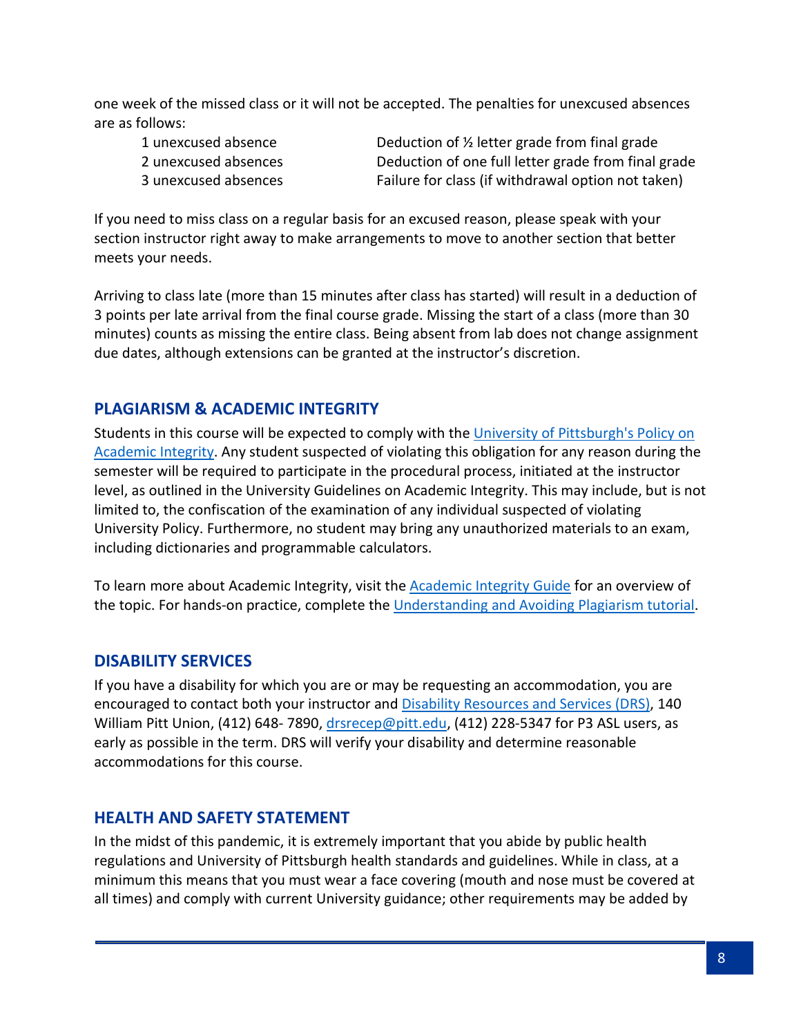one week of the missed class or it will not be accepted. The penalties for unexcused absences are as follows:

| | |
|---|---|
| 1 unexcused absence | Deduction of ½ letter grade from final grade |
| 2 unexcused absences | Deduction of one full letter grade from final grade |
| 3 unexcused absences | Failure for class (if withdrawal option not taken) |

If you need to miss class on a regular basis for an excused reason, please speak with your section instructor right away to make arrangements to move to another section that better meets your needs.

Arriving to class late (more than 15 minutes after class has started) will result in a deduction of 3 points per late arrival from the final course grade. Missing the start of a class (more than 30 minutes) counts as missing the entire class. Being absent from lab does not change assignment due dates, although extensions can be granted at the instructor's discretion.

## PLAGIARISM & ACADEMIC INTEGRITY

Students in this course will be expected to comply with the [University of Pittsburgh's Policy on Academic Integrity](). Any student suspected of violating this obligation for any reason during the semester will be required to participate in the procedural process, initiated at the instructor level, as outlined in the University Guidelines on Academic Integrity. This may include, but is not limited to, the confiscation of the examination of any individual suspected of violating University Policy. Furthermore, no student may bring any unauthorized materials to an exam, including dictionaries and programmable calculators.

To learn more about Academic Integrity, visit the [Academic Integrity Guide]() for an overview of the topic. For hands-on practice, complete the [Understanding and Avoiding Plagiarism tutorial]().

## DISABILITY SERVICES

If you have a disability for which you are or may be requesting an accommodation, you are encouraged to contact both your instructor and [Disability Resources and Services (DRS)](), 140 William Pitt Union, (412) 648- 7890, [drsrecep@pitt.edu](mailto:drsrecep@pitt.edu), (412) 228-5347 for P3 ASL users, as early as possible in the term. DRS will verify your disability and determine reasonable accommodations for this course.

## HEALTH AND SAFETY STATEMENT

In the midst of this pandemic, it is extremely important that you abide by public health regulations and University of Pittsburgh health standards and guidelines. While in class, at a minimum this means that you must wear a face covering (mouth and nose must be covered at all times) and comply with current University guidance; other requirements may be added by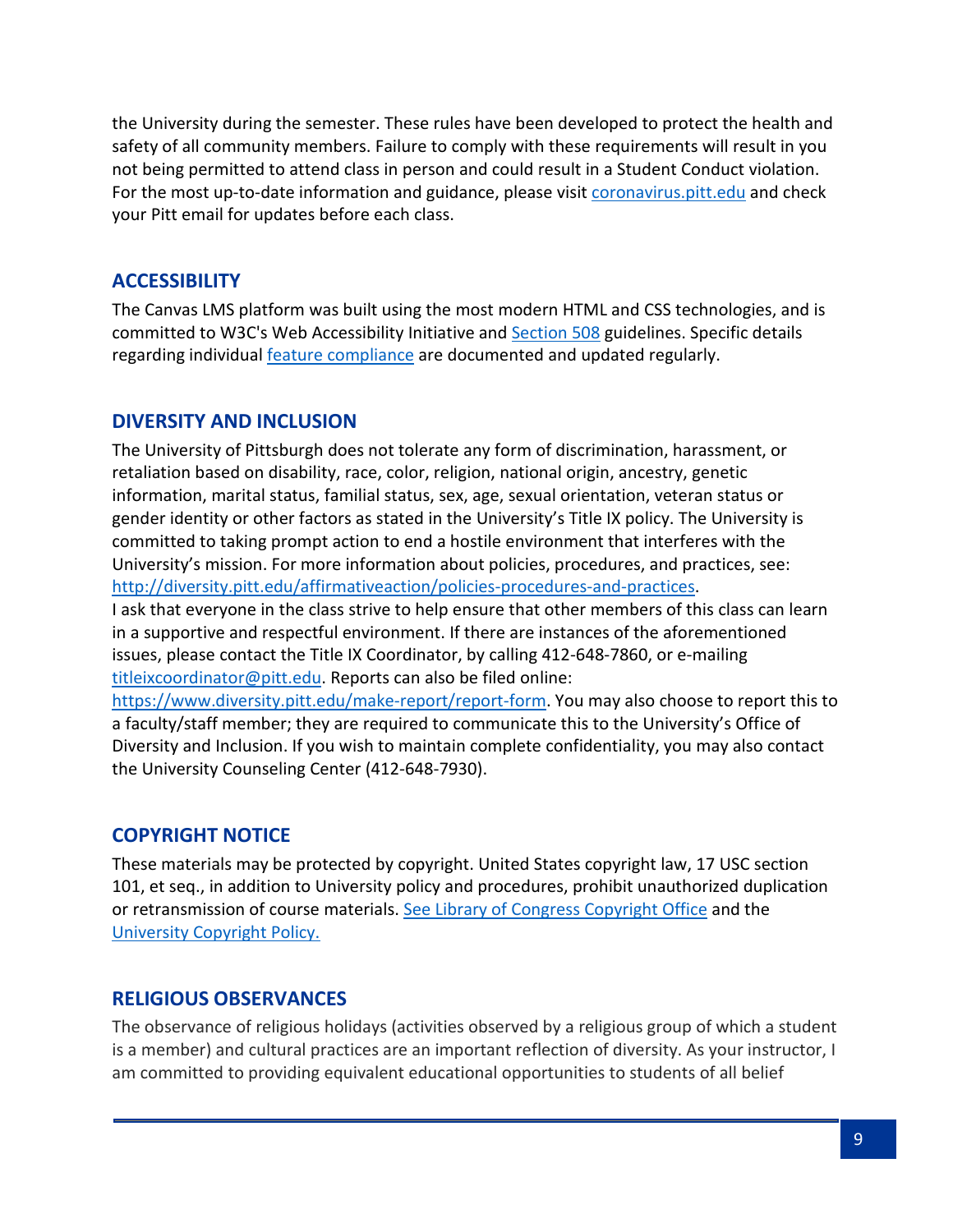the University during the semester. These rules have been developed to protect the health and safety of all community members. Failure to comply with these requirements will result in you not being permitted to attend class in person and could result in a Student Conduct violation. For the most up-to-date information and guidance, please visit [coronavirus.pitt.edu](coronavirus.pitt.edu) and check your Pitt email for updates before each class.

## ACCESSIBILITY

The Canvas LMS platform was built using the most modern HTML and CSS technologies, and is committed to W3C's Web Accessibility Initiative and [Section 508](Section 508) guidelines. Specific details regarding individual [feature compliance](feature compliance) are documented and updated regularly.

## DIVERSITY AND INCLUSION

The University of Pittsburgh does not tolerate any form of discrimination, harassment, or retaliation based on disability, race, color, religion, national origin, ancestry, genetic information, marital status, familial status, sex, age, sexual orientation, veteran status or gender identity or other factors as stated in the University's Title IX policy. The University is committed to taking prompt action to end a hostile environment that interferes with the University's mission. For more information about policies, procedures, and practices, see: http://diversity.pitt.edu/affirmativeaction/policies-procedures-and-practices.
I ask that everyone in the class strive to help ensure that other members of this class can learn in a supportive and respectful environment. If there are instances of the aforementioned issues, please contact the Title IX Coordinator, by calling 412-648-7860, or e-mailing titleixcoordinator@pitt.edu. Reports can also be filed online: https://www.diversity.pitt.edu/make-report/report-form. You may also choose to report this to a faculty/staff member; they are required to communicate this to the University's Office of Diversity and Inclusion. If you wish to maintain complete confidentiality, you may also contact the University Counseling Center (412-648-7930).

## COPYRIGHT NOTICE

These materials may be protected by copyright. United States copyright law, 17 USC section 101, et seq., in addition to University policy and procedures, prohibit unauthorized duplication or retransmission of course materials. See Library of Congress Copyright Office and the University Copyright Policy.

## RELIGIOUS OBSERVANCES

The observance of religious holidays (activities observed by a religious group of which a student is a member) and cultural practices are an important reflection of diversity. As your instructor, I am committed to providing equivalent educational opportunities to students of all belief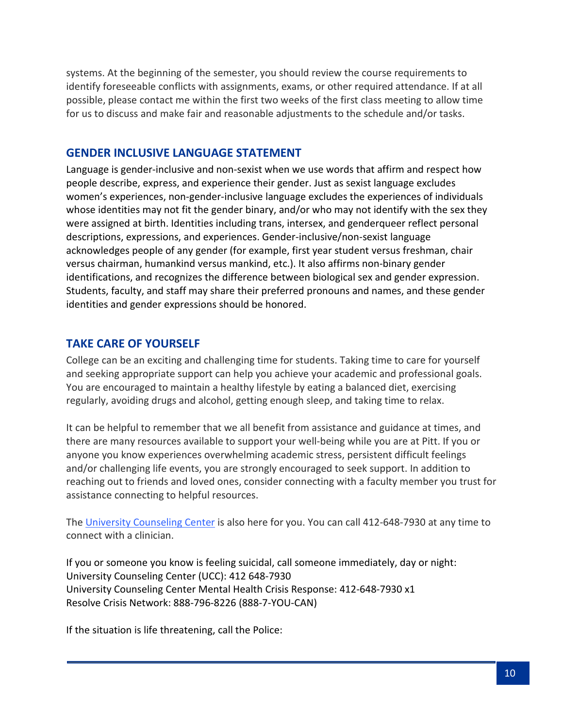systems. At the beginning of the semester, you should review the course requirements to identify foreseeable conflicts with assignments, exams, or other required attendance. If at all possible, please contact me within the first two weeks of the first class meeting to allow time for us to discuss and make fair and reasonable adjustments to the schedule and/or tasks.

## GENDER INCLUSIVE LANGUAGE STATEMENT

Language is gender-inclusive and non-sexist when we use words that affirm and respect how people describe, express, and experience their gender. Just as sexist language excludes women's experiences, non-gender-inclusive language excludes the experiences of individuals whose identities may not fit the gender binary, and/or who may not identify with the sex they were assigned at birth. Identities including trans, intersex, and genderqueer reflect personal descriptions, expressions, and experiences. Gender-inclusive/non-sexist language acknowledges people of any gender (for example, first year student versus freshman, chair versus chairman, humankind versus mankind, etc.). It also affirms non-binary gender identifications, and recognizes the difference between biological sex and gender expression. Students, faculty, and staff may share their preferred pronouns and names, and these gender identities and gender expressions should be honored.

## TAKE CARE OF YOURSELF

College can be an exciting and challenging time for students. Taking time to care for yourself and seeking appropriate support can help you achieve your academic and professional goals. You are encouraged to maintain a healthy lifestyle by eating a balanced diet, exercising regularly, avoiding drugs and alcohol, getting enough sleep, and taking time to relax.

It can be helpful to remember that we all benefit from assistance and guidance at times, and there are many resources available to support your well-being while you are at Pitt. If you or anyone you know experiences overwhelming academic stress, persistent difficult feelings and/or challenging life events, you are strongly encouraged to seek support. In addition to reaching out to friends and loved ones, consider connecting with a faculty member you trust for assistance connecting to helpful resources.

The University Counseling Center is also here for you. You can call 412-648-7930 at any time to connect with a clinician.

If you or someone you know is feeling suicidal, call someone immediately, day or night:
University Counseling Center (UCC): 412 648-7930
University Counseling Center Mental Health Crisis Response: 412-648-7930 x1
Resolve Crisis Network: 888-796-8226 (888-7-YOU-CAN)

If the situation is life threatening, call the Police: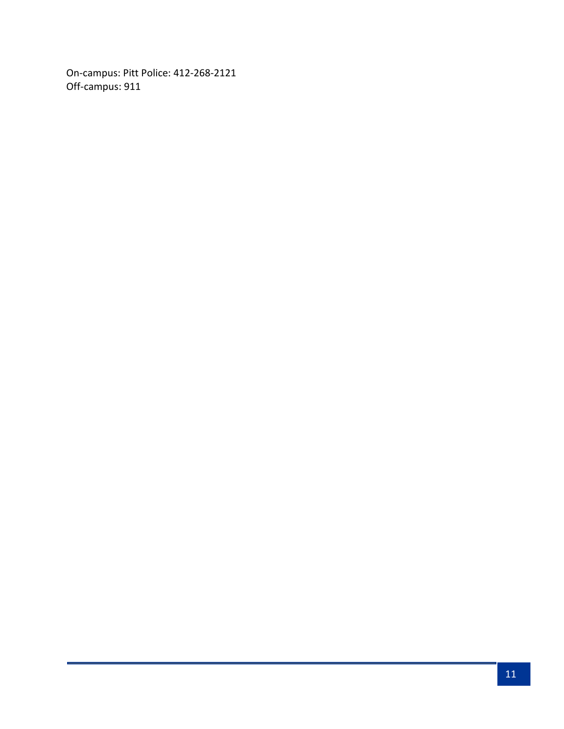On-campus: Pitt Police: 412-268-2121
Off-campus: 911